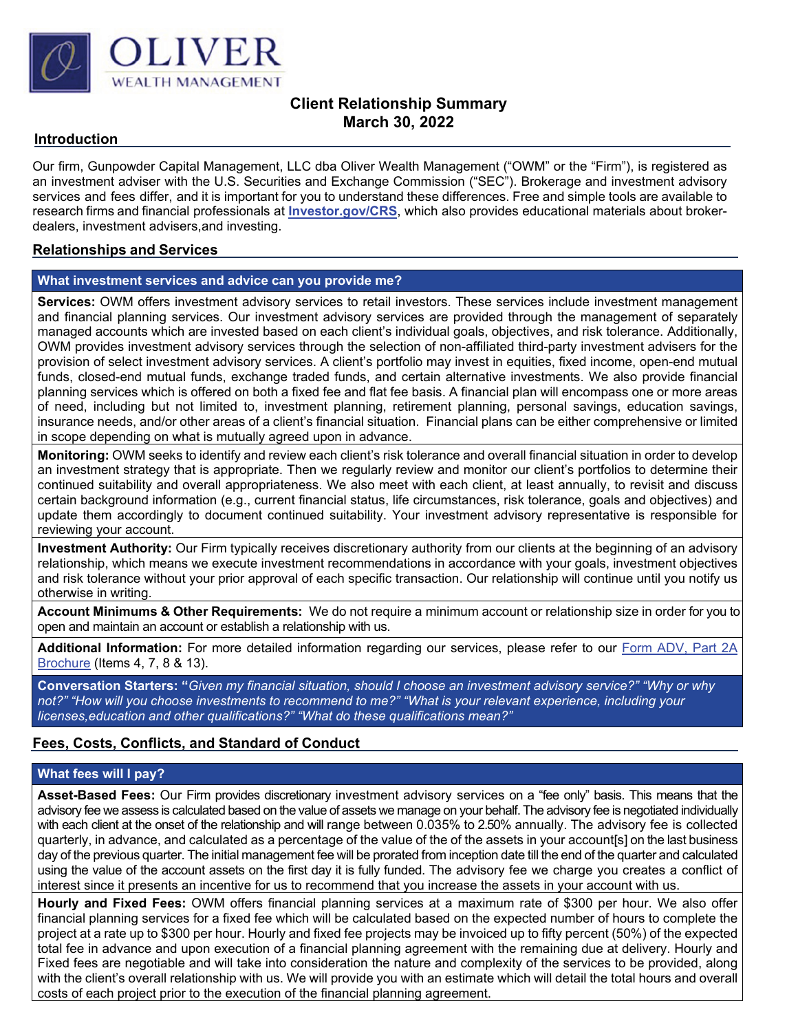**OLIVER**
WEALTH MANAGEMENT

# Client Relationship Summary
# March 30, 2022

## Introduction

Our firm, Gunpowder Capital Management, LLC dba Oliver Wealth Management ("OWM" or the "Firm"), is registered as an investment adviser with the U.S. Securities and Exchange Commission ("SEC"). Brokerage and investment advisory services and fees differ, and it is important for you to understand these differences. Free and simple tools are available to research firms and financial professionals at **Investor.gov/CRS**, which also provides educational materials about broker-dealers, investment advisers,and investing.

## Relationships and Services

### What investment services and advice can you provide me?

**Services:** OWM offers investment advisory services to retail investors. These services include investment management and financial planning services. Our investment advisory services are provided through the management of separately managed accounts which are invested based on each client's individual goals, objectives, and risk tolerance. Additionally, OWM provides investment advisory services through the selection of non-affiliated third-party investment advisers for the provision of select investment advisory services. A client's portfolio may invest in equities, fixed income, open-end mutual funds, closed-end mutual funds, exchange traded funds, and certain alternative investments. We also provide financial planning services which is offered on both a fixed fee and flat fee basis. A financial plan will encompass one or more areas of need, including but not limited to, investment planning, retirement planning, personal savings, education savings, insurance needs, and/or other areas of a client's financial situation. Financial plans can be either comprehensive or limited in scope depending on what is mutually agreed upon in advance.

**Monitoring:** OWM seeks to identify and review each client's risk tolerance and overall financial situation in order to develop an investment strategy that is appropriate. Then we regularly review and monitor our client's portfolios to determine their continued suitability and overall appropriateness. We also meet with each client, at least annually, to revisit and discuss certain background information (e.g., current financial status, life circumstances, risk tolerance, goals and objectives) and update them accordingly to document continued suitability. Your investment advisory representative is responsible for reviewing your account.

**Investment Authority:** Our Firm typically receives discretionary authority from our clients at the beginning of an advisory relationship, which means we execute investment recommendations in accordance with your goals, investment objectives and risk tolerance without your prior approval of each specific transaction. Our relationship will continue until you notify us otherwise in writing.

**Account Minimums & Other Requirements:** We do not require a minimum account or relationship size in order for you to open and maintain an account or establish a relationship with us.

**Additional Information:** For more detailed information regarding our services, please refer to our Form ADV, Part 2A Brochure (Items 4, 7, 8 & 13).

**Conversation Starters: "***Given my financial situation, should I choose an investment advisory service?" "Why or why not?" "How will you choose investments to recommend to me?" "What is your relevant experience, including your licenses,education and other qualifications?" "What do these qualifications mean?"*

## Fees, Costs, Conflicts, and Standard of Conduct

### What fees will I pay?

**Asset-Based Fees:** Our Firm provides discretionary investment advisory services on a "fee only" basis. This means that the advisory fee we assess is calculated based on the value of assets we manage on your behalf. The advisory fee is negotiated individually with each client at the onset of the relationship and will range between 0.035% to 2.50% annually. The advisory fee is collected quarterly, in advance, and calculated as a percentage of the value of the of the assets in your account[s] on the last business day of the previous quarter. The initial management fee will be prorated from inception date till the end of the quarter and calculated using the value of the account assets on the first day it is fully funded. The advisory fee we charge you creates a conflict of interest since it presents an incentive for us to recommend that you increase the assets in your account with us.

**Hourly and Fixed Fees:** OWM offers financial planning services at a maximum rate of $300 per hour. We also offer financial planning services for a fixed fee which will be calculated based on the expected number of hours to complete the project at a rate up to $300 per hour. Hourly and fixed fee projects may be invoiced up to fifty percent (50%) of the expected total fee in advance and upon execution of a financial planning agreement with the remaining due at delivery. Hourly and Fixed fees are negotiable and will take into consideration the nature and complexity of the services to be provided, along with the client's overall relationship with us. We will provide you with an estimate which will detail the total hours and overall costs of each project prior to the execution of the financial planning agreement.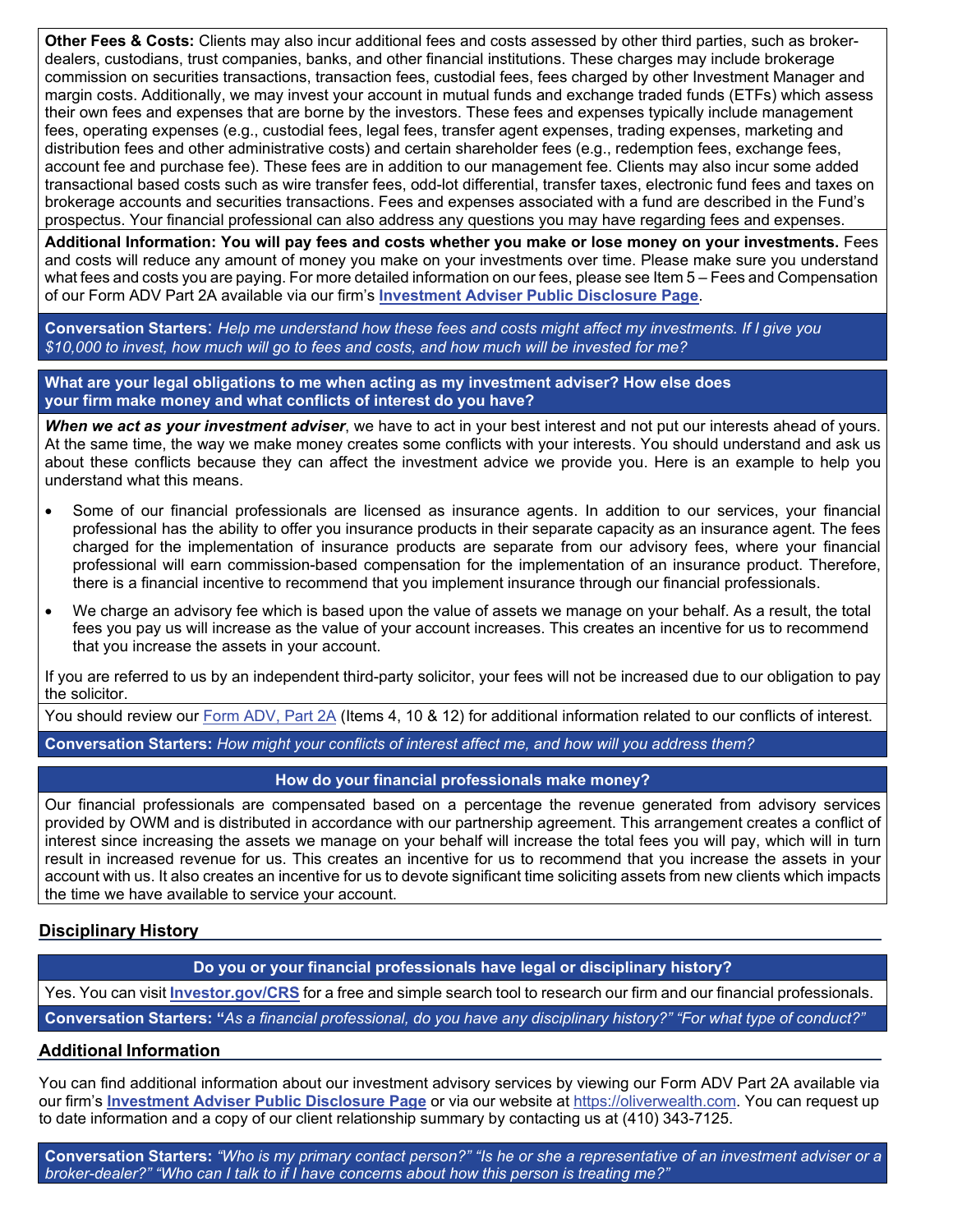**Other Fees & Costs:** Clients may also incur additional fees and costs assessed by other third parties, such as broker-dealers, custodians, trust companies, banks, and other financial institutions. These charges may include brokerage commission on securities transactions, transaction fees, custodial fees, fees charged by other Investment Manager and margin costs. Additionally, we may invest your account in mutual funds and exchange traded funds (ETFs) which assess their own fees and expenses that are borne by the investors. These fees and expenses typically include management fees, operating expenses (e.g., custodial fees, legal fees, transfer agent expenses, trading expenses, marketing and distribution fees and other administrative costs) and certain shareholder fees (e.g., redemption fees, exchange fees, account fee and purchase fee). These fees are in addition to our management fee. Clients may also incur some added transactional based costs such as wire transfer fees, odd-lot differential, transfer taxes, electronic fund fees and taxes on brokerage accounts and securities transactions. Fees and expenses associated with a fund are described in the Fund's prospectus. Your financial professional can also address any questions you may have regarding fees and expenses.

**Additional Information: You will pay fees and costs whether you make or lose money on your investments.** Fees and costs will reduce any amount of money you make on your investments over time. Please make sure you understand what fees and costs you are paying. For more detailed information on our fees, please see Item 5 – Fees and Compensation of our Form ADV Part 2A available via our firm's **Investment Adviser Public Disclosure Page**.

**Conversation Starters**: *Help me understand how these fees and costs might affect my investments. If I give you $10,000 to invest, how much will go to fees and costs, and how much will be invested for me?*

**What are your legal obligations to me when acting as my investment adviser? How else does your firm make money and what conflicts of interest do you have?**

***When we act as your investment adviser***, we have to act in your best interest and not put our interests ahead of yours. At the same time, the way we make money creates some conflicts with your interests. You should understand and ask us about these conflicts because they can affect the investment advice we provide you. Here is an example to help you understand what this means.

- Some of our financial professionals are licensed as insurance agents. In addition to our services, your financial professional has the ability to offer you insurance products in their separate capacity as an insurance agent. The fees charged for the implementation of insurance products are separate from our advisory fees, where your financial professional will earn commission-based compensation for the implementation of an insurance product. Therefore, there is a financial incentive to recommend that you implement insurance through our financial professionals.
- We charge an advisory fee which is based upon the value of assets we manage on your behalf. As a result, the total fees you pay us will increase as the value of your account increases. This creates an incentive for us to recommend that you increase the assets in your account.

If you are referred to us by an independent third-party solicitor, your fees will not be increased due to our obligation to pay the solicitor.

You should review our Form ADV, Part 2A (Items 4, 10 & 12) for additional information related to our conflicts of interest.

**Conversation Starters:** *How might your conflicts of interest affect me, and how will you address them?*

**How do your financial professionals make money?**

Our financial professionals are compensated based on a percentage the revenue generated from advisory services provided by OWM and is distributed in accordance with our partnership agreement. This arrangement creates a conflict of interest since increasing the assets we manage on your behalf will increase the total fees you will pay, which will in turn result in increased revenue for us. This creates an incentive for us to recommend that you increase the assets in your account with us. It also creates an incentive for us to devote significant time soliciting assets from new clients which impacts the time we have available to service your account.

## Disciplinary History

**Do you or your financial professionals have legal or disciplinary history?**

Yes. You can visit **Investor.gov/CRS** for a free and simple search tool to research our firm and our financial professionals.

**Conversation Starters: "***As a financial professional, do you have any disciplinary history?" "For what type of conduct?"*

## Additional Information

You can find additional information about our investment advisory services by viewing our Form ADV Part 2A available via our firm's **Investment Adviser Public Disclosure Page** or via our website at https://oliverwealth.com. You can request up to date information and a copy of our client relationship summary by contacting us at (410) 343-7125.

**Conversation Starters:** *"Who is my primary contact person?" "Is he or she a representative of an investment adviser or a broker-dealer?" "Who can I talk to if I have concerns about how this person is treating me?"*